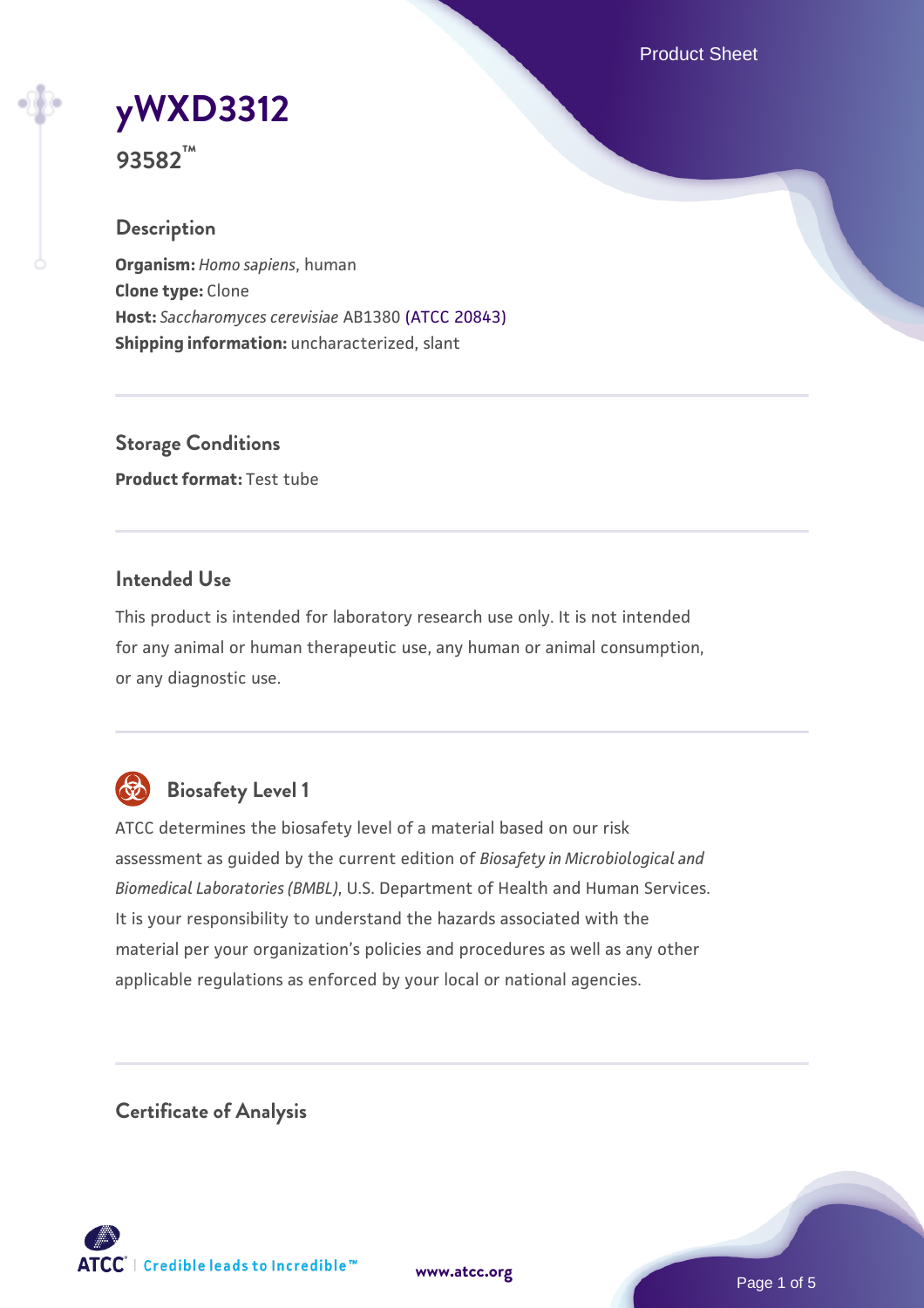# yWXD3312

**93582™**

## Description

**Organism:** *Homo sapiens*, human
**Clone type:** Clone
**Host:** *Saccharomyces cerevisiae* AB1380 (ATCC 20843)
**Shipping information:** uncharacterized, slant

## Storage Conditions

**Product format:** Test tube

## Intended Use

This product is intended for laboratory research use only. It is not intended for any animal or human therapeutic use, any human or animal consumption, or any diagnostic use.

## Biosafety Level 1

ATCC determines the biosafety level of a material based on our risk assessment as guided by the current edition of *Biosafety in Microbiological and Biomedical Laboratories (BMBL)*, U.S. Department of Health and Human Services. It is your responsibility to understand the hazards associated with the material per your organization's policies and procedures as well as any other applicable regulations as enforced by your local or national agencies.

## Certificate of Analysis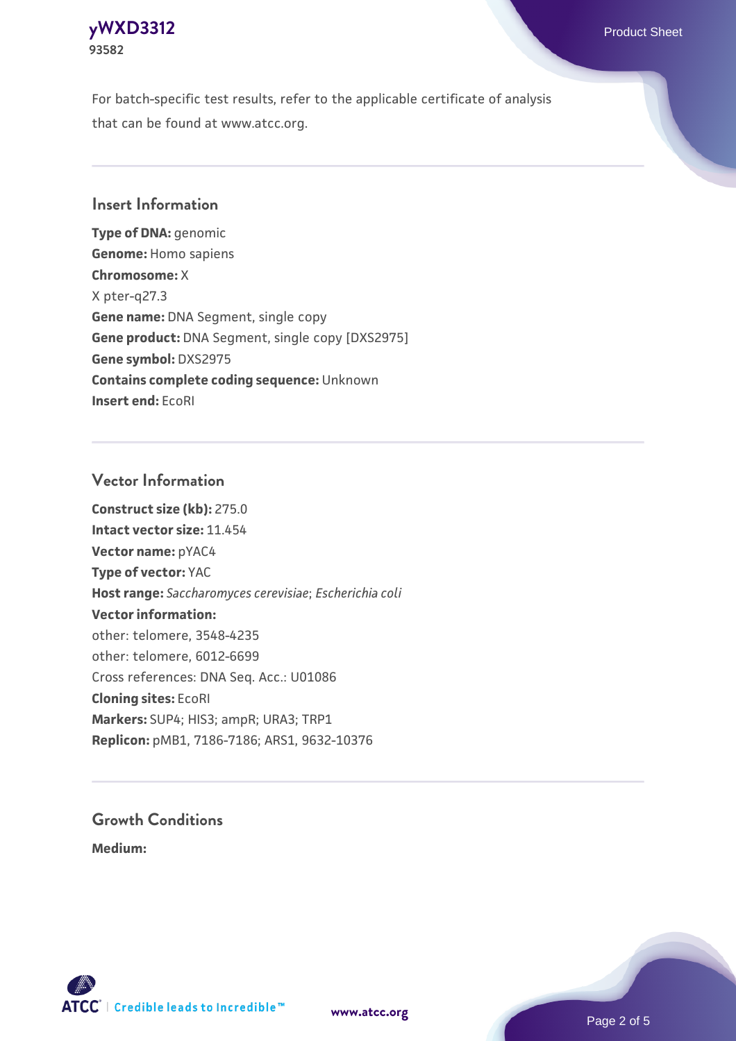For batch-specific test results, refer to the applicable certificate of analysis that can be found at www.atcc.org.

## Insert Information

**Type of DNA:** genomic
**Genome:** Homo sapiens
**Chromosome:** X
X pter-q27.3
**Gene name:** DNA Segment, single copy
**Gene product:** DNA Segment, single copy [DXS2975]
**Gene symbol:** DXS2975
**Contains complete coding sequence:** Unknown
**Insert end:** EcoRI

## Vector Information

**Construct size (kb):** 275.0
**Intact vector size:** 11.454
**Vector name:** pYAC4
**Type of vector:** YAC
**Host range:** *Saccharomyces cerevisiae*; *Escherichia coli*
**Vector information:**
other: telomere, 3548-4235
other: telomere, 6012-6699
Cross references: DNA Seq. Acc.: U01086
**Cloning sites:** EcoRI
**Markers:** SUP4; HIS3; ampR; URA3; TRP1
**Replicon:** pMB1, 7186-7186; ARS1, 9632-10376

## Growth Conditions

**Medium:**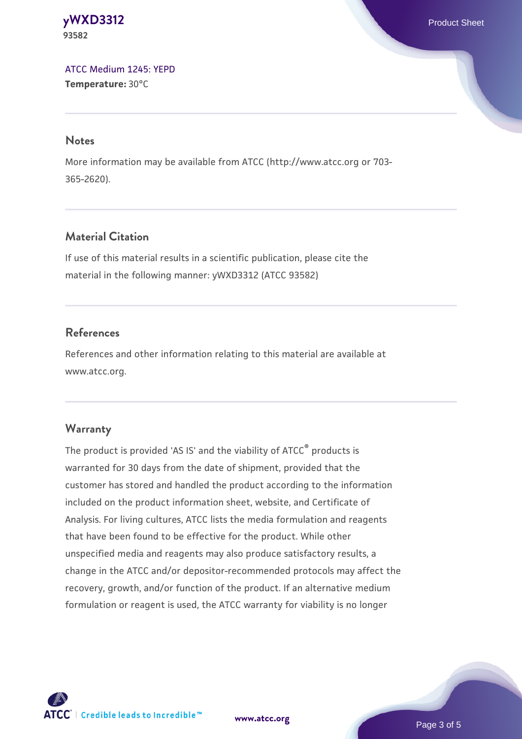ATCC Medium 1245: YEPD
**Temperature:** 30°C

## Notes

More information may be available from ATCC (http://www.atcc.org or 703-365-2620).

## Material Citation

If use of this material results in a scientific publication, please cite the material in the following manner: yWXD3312 (ATCC 93582)

## References

References and other information relating to this material are available at www.atcc.org.

## Warranty

The product is provided 'AS IS' and the viability of ATCC® products is warranted for 30 days from the date of shipment, provided that the customer has stored and handled the product according to the information included on the product information sheet, website, and Certificate of Analysis. For living cultures, ATCC lists the media formulation and reagents that have been found to be effective for the product. While other unspecified media and reagents may also produce satisfactory results, a change in the ATCC and/or depositor-recommended protocols may affect the recovery, growth, and/or function of the product. If an alternative medium formulation or reagent is used, the ATCC warranty for viability is no longer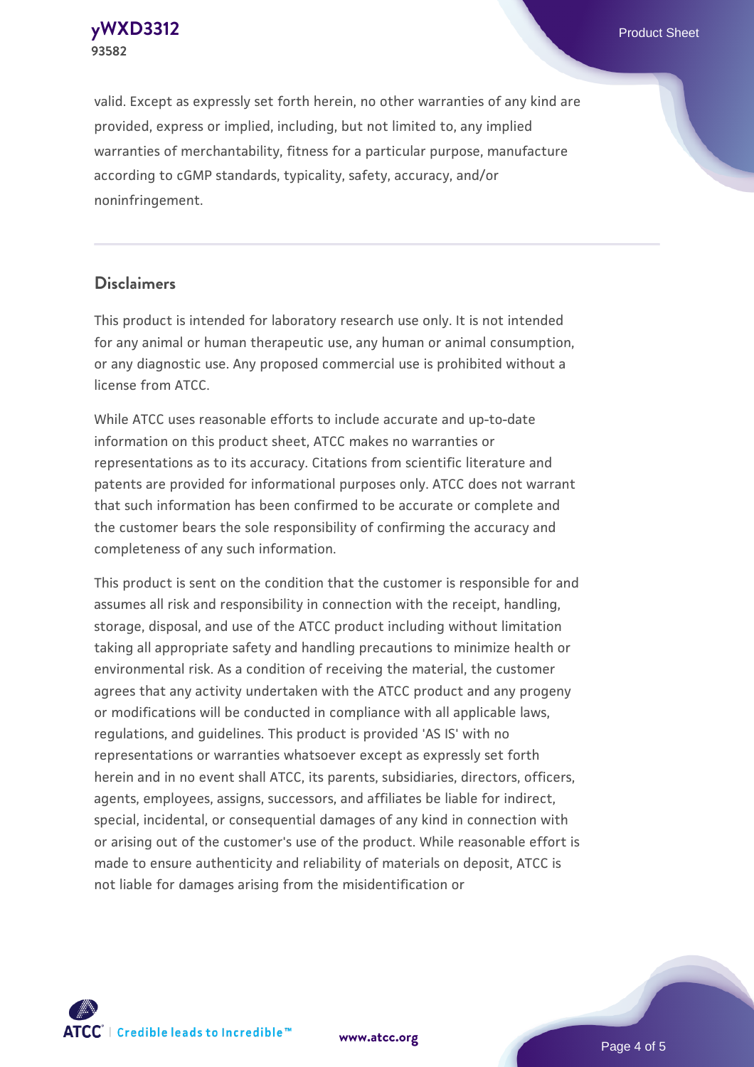valid. Except as expressly set forth herein, no other warranties of any kind are provided, express or implied, including, but not limited to, any implied warranties of merchantability, fitness for a particular purpose, manufacture according to cGMP standards, typicality, safety, accuracy, and/or noninfringement.

## Disclaimers

This product is intended for laboratory research use only. It is not intended for any animal or human therapeutic use, any human or animal consumption, or any diagnostic use. Any proposed commercial use is prohibited without a license from ATCC.

While ATCC uses reasonable efforts to include accurate and up-to-date information on this product sheet, ATCC makes no warranties or representations as to its accuracy. Citations from scientific literature and patents are provided for informational purposes only. ATCC does not warrant that such information has been confirmed to be accurate or complete and the customer bears the sole responsibility of confirming the accuracy and completeness of any such information.

This product is sent on the condition that the customer is responsible for and assumes all risk and responsibility in connection with the receipt, handling, storage, disposal, and use of the ATCC product including without limitation taking all appropriate safety and handling precautions to minimize health or environmental risk. As a condition of receiving the material, the customer agrees that any activity undertaken with the ATCC product and any progeny or modifications will be conducted in compliance with all applicable laws, regulations, and guidelines. This product is provided 'AS IS' with no representations or warranties whatsoever except as expressly set forth herein and in no event shall ATCC, its parents, subsidiaries, directors, officers, agents, employees, assigns, successors, and affiliates be liable for indirect, special, incidental, or consequential damages of any kind in connection with or arising out of the customer's use of the product. While reasonable effort is made to ensure authenticity and reliability of materials on deposit, ATCC is not liable for damages arising from the misidentification or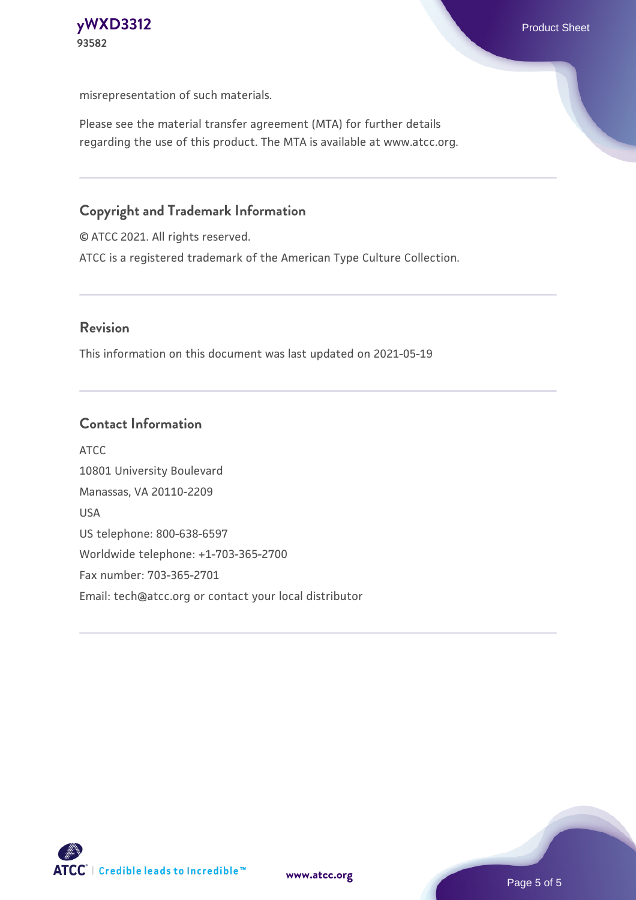misrepresentation of such materials.

Please see the material transfer agreement (MTA) for further details regarding the use of this product. The MTA is available at www.atcc.org.

## Copyright and Trademark Information

© ATCC 2021. All rights reserved.

ATCC is a registered trademark of the American Type Culture Collection.

## Revision

This information on this document was last updated on 2021-05-19

## Contact Information

ATCC
10801 University Boulevard
Manassas, VA 20110-2209
USA
US telephone: 800-638-6597
Worldwide telephone: +1-703-365-2700
Fax number: 703-365-2701
Email: tech@atcc.org or contact your local distributor